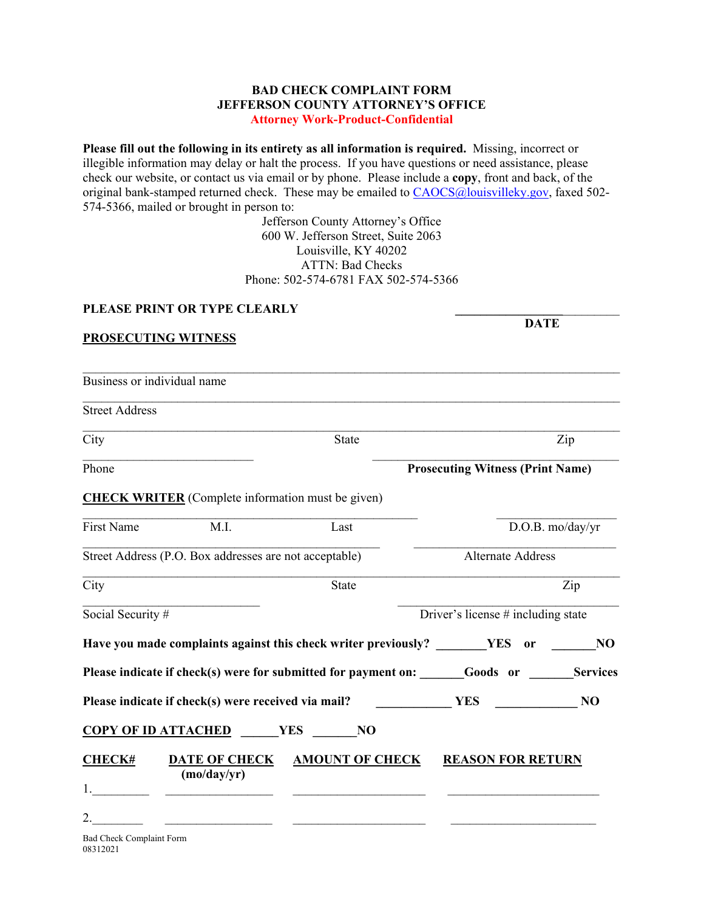**BAD CHECK COMPLAINT FORM**
**JEFFERSON COUNTY ATTORNEY'S OFFICE**
**Attorney Work-Product-Confidential**

**Please fill out the following in its entirety as all information is required.** Missing, incorrect or illegible information may delay or halt the process. If you have questions or need assistance, please check our website, or contact us via email or by phone. Please include a **copy**, front and back, of the original bank-stamped returned check. These may be emailed to CAOCS@louisvilleky.gov, faxed 502-574-5366, mailed or brought in person to:

Jefferson County Attorney's Office
600 W. Jefferson Street, Suite 2063
Louisville, KY 40202
ATTN: Bad Checks
Phone: 502-574-6781 FAX 502-574-5366

**PLEASE PRINT OR TYPE CLEARLY**

____________________________
**DATE**

**PROSECUTING WITNESS**

______________________________________________________________________
Business or individual name

______________________________________________________________________
Street Address

______________________________________________________________________
City State Zip

__________________________ __________________________________
Phone **Prosecuting Witness (Print Name)**

**CHECK WRITER** (Complete information must be given)

__________________________________________________ __________________
First Name M.I. Last D.O.B. mo/day/yr

____________________________________________ ______________________________
Street Address (P.O. Box addresses are not acceptable) Alternate Address

______________________________________________________________________
City State Zip

__________________________ ________________________________
Social Security # Driver's license # including state

**Have you made complaints against this check writer previously? ________YES or _______NO**

**Please indicate if check(s) were for submitted for payment on: _______Goods or _______Services**

**Please indicate if check(s) were received via mail? ____________ YES _____________ NO**

**COPY OF ID ATTACHED ______YES _______NO**

| **CHECK#** | **DATE OF CHECK (mo/day/yr)** | **AMOUNT OF CHECK** | **REASON FOR RETURN** |
|---|---|---|---|
| 1.________ | ________________ | ____________________ | ______________________ |
| 2.________ | ________________ | ____________________ | ______________________ |

Bad Check Complaint Form
08312021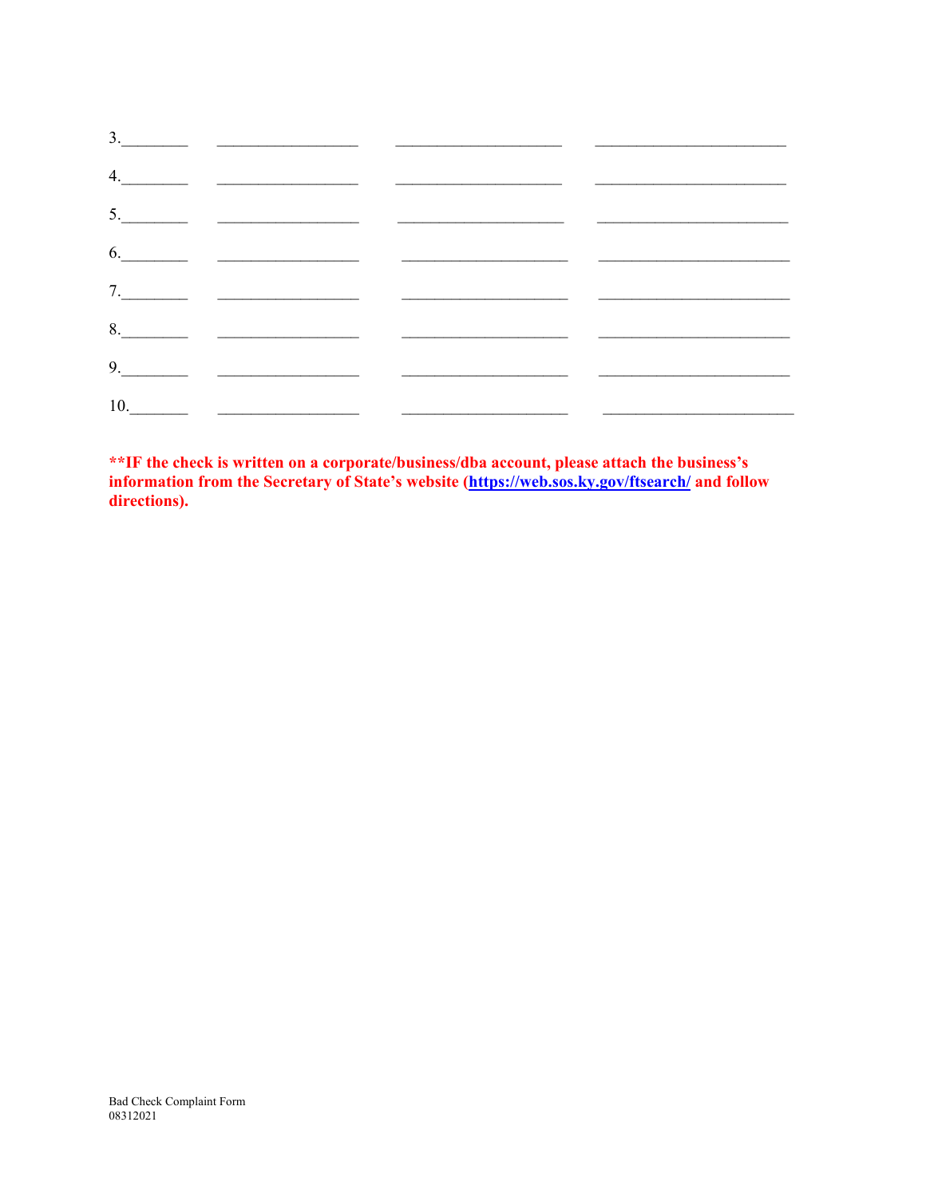| | | | |
|---|---|---|---|
| 3.________ | _________________ | ____________________ | _______________________ |
| 4.________ | _________________ | ____________________ | _______________________ |
| 5.________ | _________________ | ____________________ | _______________________ |
| 6.________ | _________________ | ____________________ | _______________________ |
| 7.________ | _________________ | ____________________ | _______________________ |
| 8.________ | _________________ | ____________________ | _______________________ |
| 9.________ | _________________ | ____________________ | _______________________ |
| 10._______ | _________________ | ____________________ | _______________________ |

****IF the check is written on a corporate/business/dba account, please attach the business's information from the Secretary of State's website ([https://web.sos.ky.gov/ftsearch/](https://web.sos.ky.gov/ftsearch/) and follow directions).**

Bad Check Complaint Form
08312021